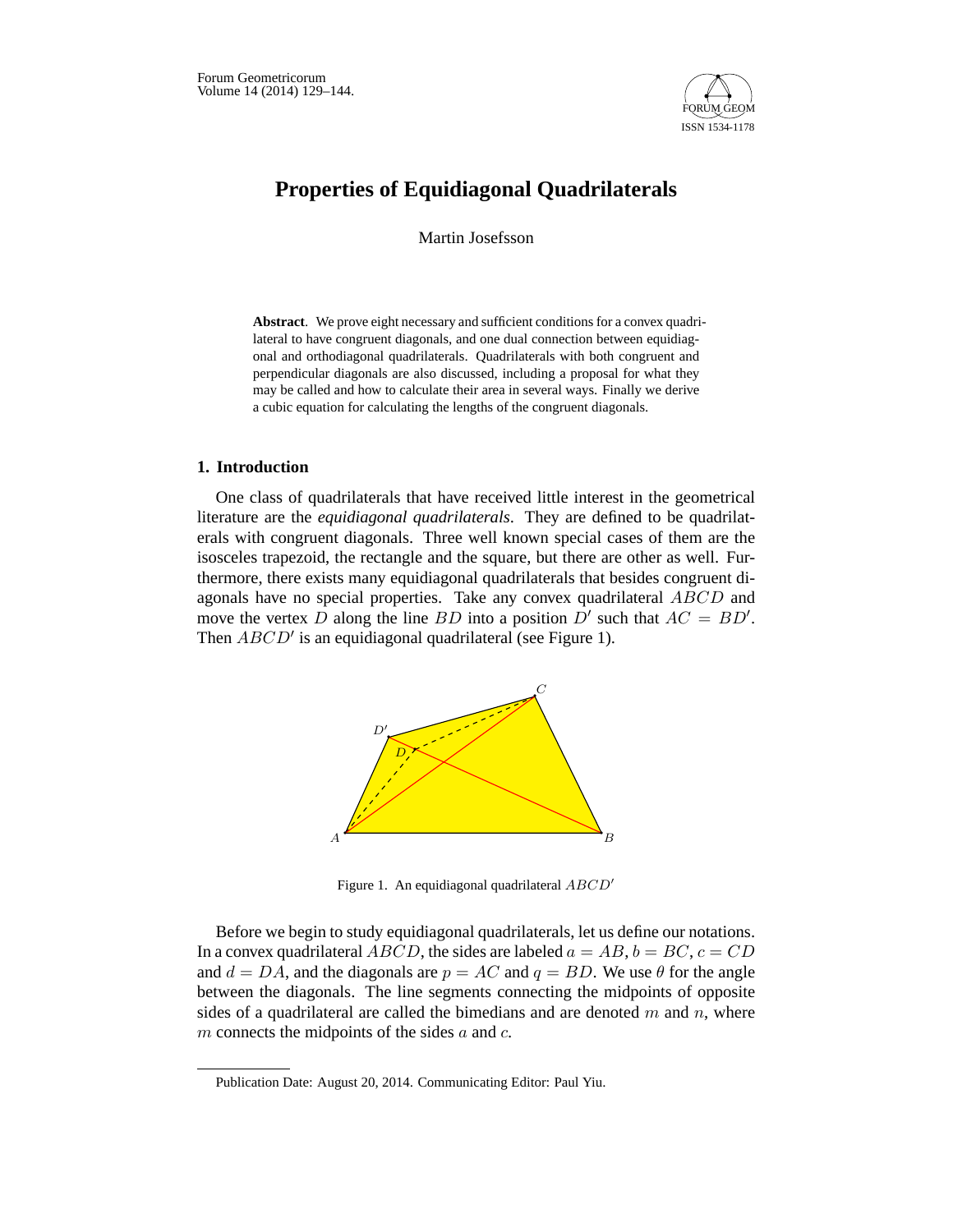# Properties of Equidiagonal Quadrilaterals

Martin Josefsson

**Abstract**. We prove eight necessary and sufficient conditions for a convex quadrilateral to have congruent diagonals, and one dual connection between equidiagonal and orthodiagonal quadrilaterals. Quadrilaterals with both congruent and perpendicular diagonals are also discussed, including a proposal for what they may be called and how to calculate their area in several ways. Finally we derive a cubic equation for calculating the lengths of the congruent diagonals.

## 1. Introduction

One class of quadrilaterals that have received little interest in the geometrical literature are the *equidiagonal quadrilaterals*. They are defined to be quadrilaterals with congruent diagonals. Three well known special cases of them are the isosceles trapezoid, the rectangle and the square, but there are other as well. Furthermore, there exists many equidiagonal quadrilaterals that besides congruent diagonals have no special properties. Take any convex quadrilateral $ABCD$ and move the vertex $D$ along the line $BD$ into a position $D'$ such that $AC = BD'$. Then $ABCD'$ is an equidiagonal quadrilateral (see Figure 1).

Figure 1. An equidiagonal quadrilateral $ABCD'$

Before we begin to study equidiagonal quadrilaterals, let us define our notations. In a convex quadrilateral $ABCD$, the sides are labeled $a = AB$, $b = BC$, $c = CD$ and $d = DA$, and the diagonals are $p = AC$ and $q = BD$. We use $\theta$ for the angle between the diagonals. The line segments connecting the midpoints of opposite sides of a quadrilateral are called the bimedians and are denoted $m$ and $n$, where $m$ connects the midpoints of the sides $a$ and $c$.

Publication Date: August 20, 2014. Communicating Editor: Paul Yiu.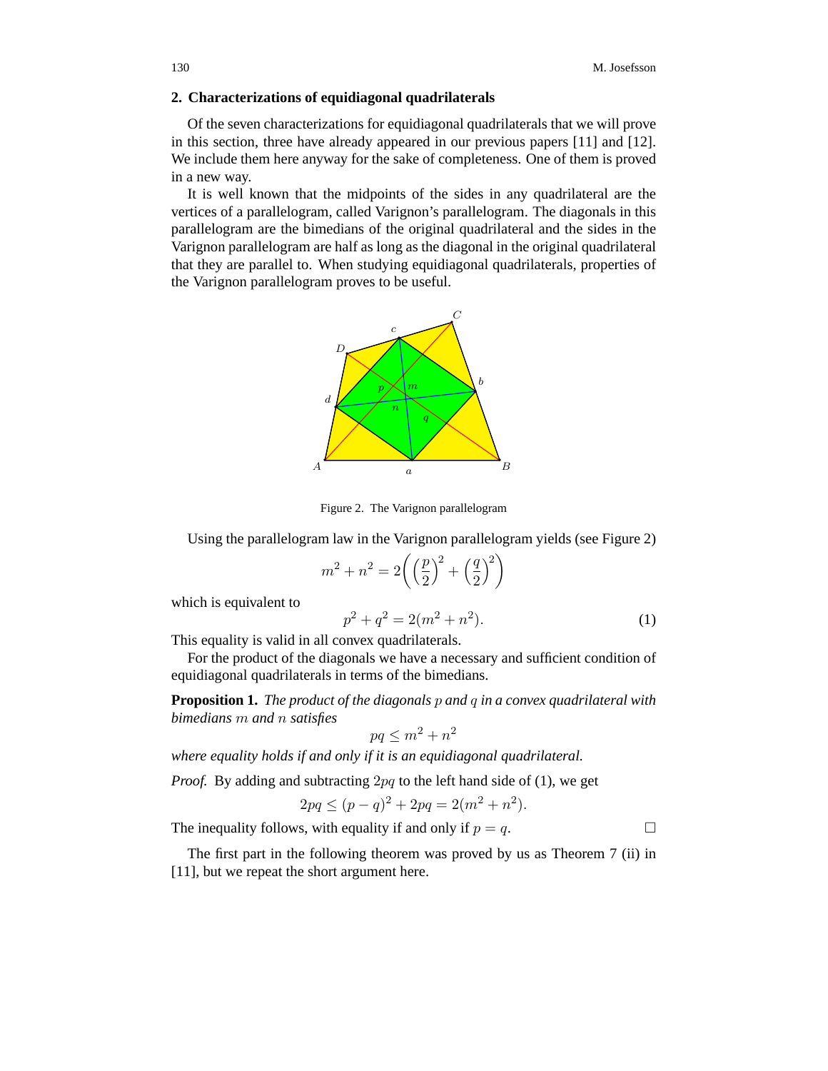## 2. Characterizations of equidiagonal quadrilaterals

Of the seven characterizations for equidiagonal quadrilaterals that we will prove in this section, three have already appeared in our previous papers [11] and [12]. We include them here anyway for the sake of completeness. One of them is proved in a new way.

It is well known that the midpoints of the sides in any quadrilateral are the vertices of a parallelogram, called Varignon's parallelogram. The diagonals in this parallelogram are the bimedians of the original quadrilateral and the sides in the Varignon parallelogram are half as long as the diagonal in the original quadrilateral that they are parallel to. When studying equidiagonal quadrilaterals, properties of the Varignon parallelogram proves to be useful.

Figure 2. The Varignon parallelogram

Using the parallelogram law in the Varignon parallelogram yields (see Figure 2)

$$m^2 + n^2 = 2\left(\left(\frac{p}{2}\right)^2 + \left(\frac{q}{2}\right)^2\right)$$

which is equivalent to

$$p^2 + q^2 = 2(m^2 + n^2). \tag{1}$$

This equality is valid in all convex quadrilaterals.

For the product of the diagonals we have a necessary and sufficient condition of equidiagonal quadrilaterals in terms of the bimedians.

**Proposition 1.** *The product of the diagonals $p$ and $q$ in a convex quadrilateral with bimedians $m$ and $n$ satisfies*

$$pq \le m^2 + n^2$$

*where equality holds if and only if it is an equidiagonal quadrilateral.*

*Proof.* By adding and subtracting $2pq$ to the left hand side of (1), we get

$$2pq \le (p - q)^2 + 2pq = 2(m^2 + n^2).$$

The inequality follows, with equality if and only if $p = q$. □

The first part in the following theorem was proved by us as Theorem 7 (ii) in [11], but we repeat the short argument here.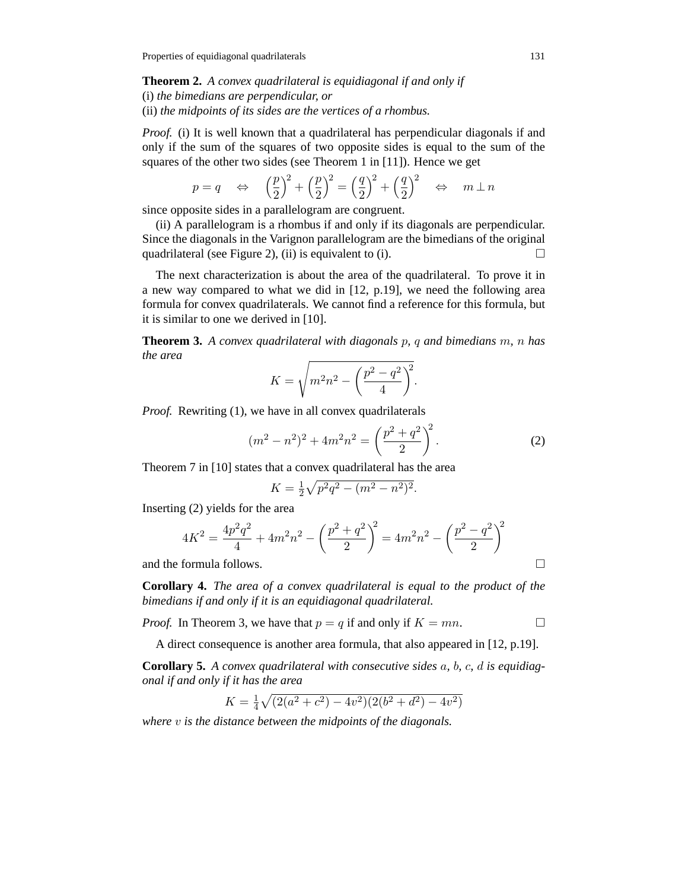**Theorem 2.** *A convex quadrilateral is equidiagonal if and only if*
(i) *the bimedians are perpendicular, or*
(ii) *the midpoints of its sides are the vertices of a rhombus.*

*Proof.* (i) It is well known that a quadrilateral has perpendicular diagonals if and only if the sum of the squares of two opposite sides is equal to the sum of the squares of the other two sides (see Theorem 1 in [11]). Hence we get

$$p = q \quad \Leftrightarrow \quad \left(\frac{p}{2}\right)^2 + \left(\frac{p}{2}\right)^2 = \left(\frac{q}{2}\right)^2 + \left(\frac{q}{2}\right)^2 \quad \Leftrightarrow \quad m \perp n$$

since opposite sides in a parallelogram are congruent.

(ii) A parallelogram is a rhombus if and only if its diagonals are perpendicular. Since the diagonals in the Varignon parallelogram are the bimedians of the original quadrilateral (see Figure 2), (ii) is equivalent to (i). □

The next characterization is about the area of the quadrilateral. To prove it in a new way compared to what we did in [12, p.19], we need the following area formula for convex quadrilaterals. We cannot find a reference for this formula, but it is similar to one we derived in [10].

**Theorem 3.** *A convex quadrilateral with diagonals $p$, $q$ and bimedians $m$, $n$ has the area*

$$K = \sqrt{m^2n^2 - \left(\frac{p^2 - q^2}{4}\right)^2}.$$

*Proof.* Rewriting (1), we have in all convex quadrilaterals

$$(m^2 - n^2)^2 + 4m^2n^2 = \left(\frac{p^2 + q^2}{2}\right)^2. \tag{2}$$

Theorem 7 in [10] states that a convex quadrilateral has the area

$$K = \tfrac{1}{2}\sqrt{p^2q^2 - (m^2 - n^2)^2}.$$

Inserting (2) yields for the area

$$4K^2 = \frac{4p^2q^2}{4} + 4m^2n^2 - \left(\frac{p^2 + q^2}{2}\right)^2 = 4m^2n^2 - \left(\frac{p^2 - q^2}{2}\right)^2$$

and the formula follows. □

**Corollary 4.** *The area of a convex quadrilateral is equal to the product of the bimedians if and only if it is an equidiagonal quadrilateral.*

*Proof.* In Theorem 3, we have that $p = q$ if and only if $K = mn$. □

A direct consequence is another area formula, that also appeared in [12, p.19].

**Corollary 5.** *A convex quadrilateral with consecutive sides $a$, $b$, $c$, $d$ is equidiagonal if and only if it has the area*

$$K = \tfrac{1}{4}\sqrt{(2(a^2 + c^2) - 4v^2)(2(b^2 + d^2) - 4v^2)}$$

*where $v$ is the distance between the midpoints of the diagonals.*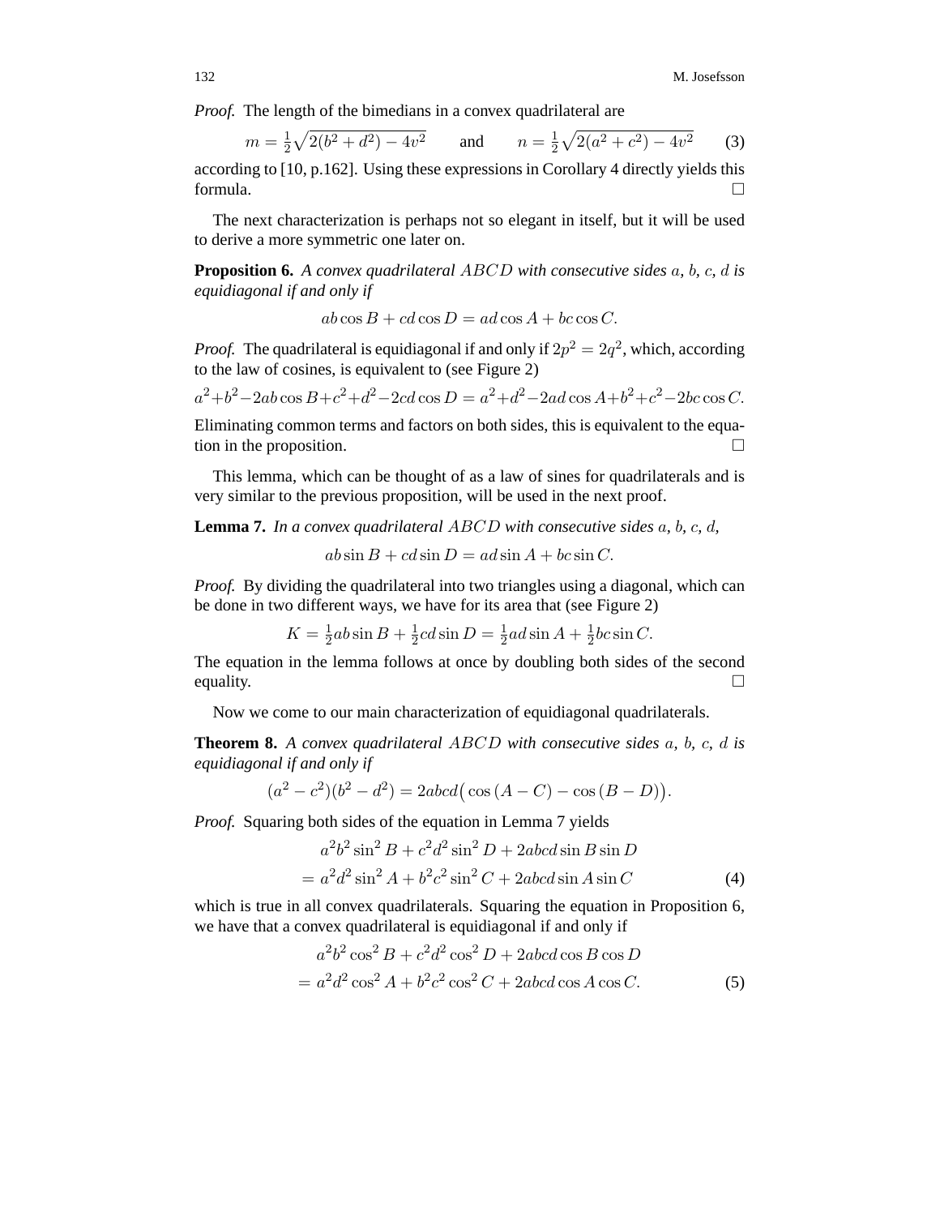*Proof.* The length of the bimedians in a convex quadrilateral are

$$m = \tfrac{1}{2}\sqrt{2(b^2+d^2)-4v^2} \qquad \text{and} \qquad n = \tfrac{1}{2}\sqrt{2(a^2+c^2)-4v^2} \tag{3}$$

according to [10, p.162]. Using these expressions in Corollary 4 directly yields this formula. □

The next characterization is perhaps not so elegant in itself, but it will be used to derive a more symmetric one later on.

**Proposition 6.** *A convex quadrilateral $ABCD$ with consecutive sides $a$, $b$, $c$, $d$ is equidiagonal if and only if*

$$ab\cos B + cd\cos D = ad\cos A + bc\cos C.$$

*Proof.* The quadrilateral is equidiagonal if and only if $2p^2 = 2q^2$, which, according to the law of cosines, is equivalent to (see Figure 2)

$$a^2+b^2-2ab\cos B+c^2+d^2-2cd\cos D = a^2+d^2-2ad\cos A+b^2+c^2-2bc\cos C.$$

Eliminating common terms and factors on both sides, this is equivalent to the equation in the proposition. □

This lemma, which can be thought of as a law of sines for quadrilaterals and is very similar to the previous proposition, will be used in the next proof.

**Lemma 7.** *In a convex quadrilateral $ABCD$ with consecutive sides $a$, $b$, $c$, $d$,*

$$ab\sin B + cd\sin D = ad\sin A + bc\sin C.$$

*Proof.* By dividing the quadrilateral into two triangles using a diagonal, which can be done in two different ways, we have for its area that (see Figure 2)

$$K = \tfrac{1}{2}ab\sin B + \tfrac{1}{2}cd\sin D = \tfrac{1}{2}ad\sin A + \tfrac{1}{2}bc\sin C.$$

The equation in the lemma follows at once by doubling both sides of the second equality. □

Now we come to our main characterization of equidiagonal quadrilaterals.

**Theorem 8.** *A convex quadrilateral $ABCD$ with consecutive sides $a$, $b$, $c$, $d$ is equidiagonal if and only if*

$$(a^2-c^2)(b^2-d^2) = 2abcd\big(\cos(A-C) - \cos(B-D)\big).$$

*Proof.* Squaring both sides of the equation in Lemma 7 yields

$$\begin{aligned} &a^2b^2\sin^2 B + c^2d^2\sin^2 D + 2abcd\sin B\sin D \\ &= a^2d^2\sin^2 A + b^2c^2\sin^2 C + 2abcd\sin A\sin C \end{aligned} \tag{4}$$

which is true in all convex quadrilaterals. Squaring the equation in Proposition 6, we have that a convex quadrilateral is equidiagonal if and only if

$$\begin{aligned} &a^2b^2\cos^2 B + c^2d^2\cos^2 D + 2abcd\cos B\cos D \\ &= a^2d^2\cos^2 A + b^2c^2\cos^2 C + 2abcd\cos A\cos C. \end{aligned} \tag{5}$$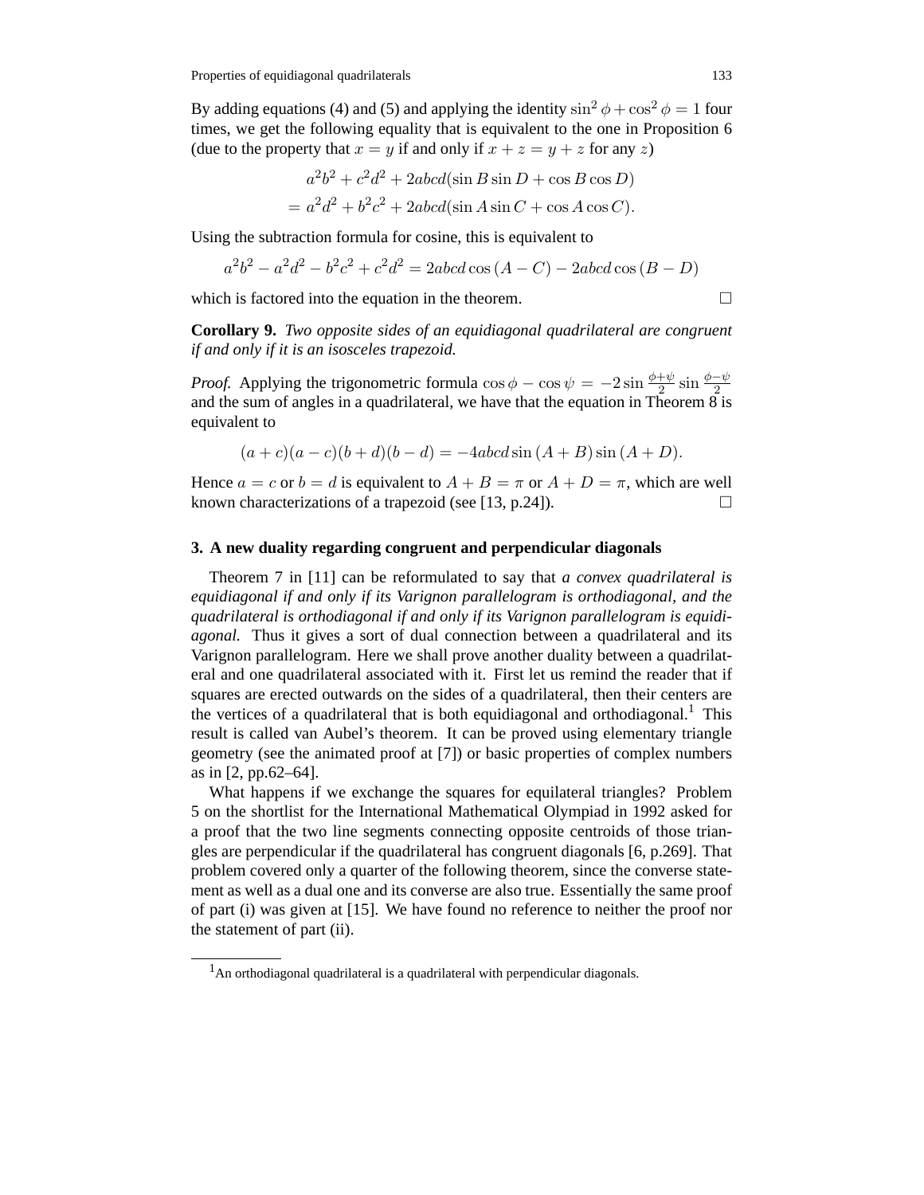By adding equations (4) and (5) and applying the identity $\sin^2\phi + \cos^2\phi = 1$ four times, we get the following equality that is equivalent to the one in Proposition 6 (due to the property that $x = y$ if and only if $x + z = y + z$ for any $z$)

$$\begin{aligned} &a^2b^2 + c^2d^2 + 2abcd(\sin B \sin D + \cos B \cos D) \\ &= a^2d^2 + b^2c^2 + 2abcd(\sin A \sin C + \cos A \cos C). \end{aligned}$$

Using the subtraction formula for cosine, this is equivalent to

$$a^2b^2 - a^2d^2 - b^2c^2 + c^2d^2 = 2abcd\cos(A - C) - 2abcd\cos(B - D)$$

which is factored into the equation in the theorem. □

**Corollary 9.** *Two opposite sides of an equidiagonal quadrilateral are congruent if and only if it is an isosceles trapezoid.*

*Proof.* Applying the trigonometric formula $\cos\phi - \cos\psi = -2\sin\frac{\phi+\psi}{2}\sin\frac{\phi-\psi}{2}$ and the sum of angles in a quadrilateral, we have that the equation in Theorem 8 is equivalent to

$$(a + c)(a - c)(b + d)(b - d) = -4abcd\sin(A + B)\sin(A + D).$$

Hence $a = c$ or $b = d$ is equivalent to $A + B = \pi$ or $A + D = \pi$, which are well known characterizations of a trapezoid (see [13, p.24]). □

## 3. A new duality regarding congruent and perpendicular diagonals

Theorem 7 in [11] can be reformulated to say that *a convex quadrilateral is equidiagonal if and only if its Varignon parallelogram is orthodiagonal, and the quadrilateral is orthodiagonal if and only if its Varignon parallelogram is equidiagonal.* Thus it gives a sort of dual connection between a quadrilateral and its Varignon parallelogram. Here we shall prove another duality between a quadrilateral and one quadrilateral associated with it. First let us remind the reader that if squares are erected outwards on the sides of a quadrilateral, then their centers are the vertices of a quadrilateral that is both equidiagonal and orthodiagonal.[1] This result is called van Aubel's theorem. It can be proved using elementary triangle geometry (see the animated proof at [7]) or basic properties of complex numbers as in [2, pp.62–64].

What happens if we exchange the squares for equilateral triangles? Problem 5 on the shortlist for the International Mathematical Olympiad in 1992 asked for a proof that the two line segments connecting opposite centroids of those triangles are perpendicular if the quadrilateral has congruent diagonals [6, p.269]. That problem covered only a quarter of the following theorem, since the converse statement as well as a dual one and its converse are also true. Essentially the same proof of part (i) was given at [15]. We have found no reference to neither the proof nor the statement of part (ii).

[1] An orthodiagonal quadrilateral is a quadrilateral with perpendicular diagonals.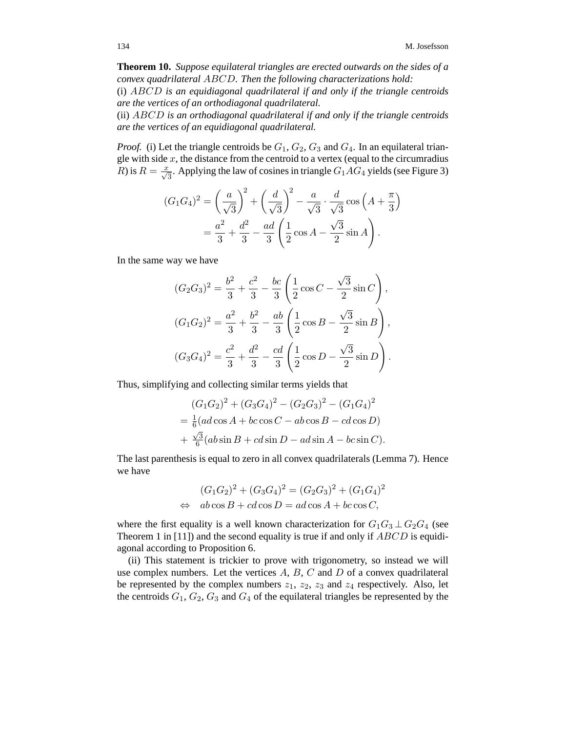**Theorem 10.** *Suppose equilateral triangles are erected outwards on the sides of a convex quadrilateral $ABCD$. Then the following characterizations hold:*
(i) *$ABCD$ is an equidiagonal quadrilateral if and only if the triangle centroids are the vertices of an orthodiagonal quadrilateral.*
(ii) *$ABCD$ is an orthodiagonal quadrilateral if and only if the triangle centroids are the vertices of an equidiagonal quadrilateral.*

*Proof.* (i) Let the triangle centroids be $G_1$, $G_2$, $G_3$ and $G_4$. In an equilateral triangle with side $x$, the distance from the centroid to a vertex (equal to the circumradius $R$) is $R = \frac{x}{\sqrt{3}}$. Applying the law of cosines in triangle $G_1AG_4$ yields (see Figure 3)

$$
\begin{aligned}
(G_1G_4)^2 &= \left(\frac{a}{\sqrt{3}}\right)^2 + \left(\frac{d}{\sqrt{3}}\right)^2 - \frac{a}{\sqrt{3}} \cdot \frac{d}{\sqrt{3}} \cos\left(A + \frac{\pi}{3}\right) \\
&= \frac{a^2}{3} + \frac{d^2}{3} - \frac{ad}{3}\left(\frac{1}{2}\cos A - \frac{\sqrt{3}}{2}\sin A\right).
\end{aligned}
$$

In the same way we have

$$
\begin{aligned}
(G_2G_3)^2 &= \frac{b^2}{3} + \frac{c^2}{3} - \frac{bc}{3}\left(\frac{1}{2}\cos C - \frac{\sqrt{3}}{2}\sin C\right), \\
(G_1G_2)^2 &= \frac{a^2}{3} + \frac{b^2}{3} - \frac{ab}{3}\left(\frac{1}{2}\cos B - \frac{\sqrt{3}}{2}\sin B\right), \\
(G_3G_4)^2 &= \frac{c^2}{3} + \frac{d^2}{3} - \frac{cd}{3}\left(\frac{1}{2}\cos D - \frac{\sqrt{3}}{2}\sin D\right).
\end{aligned}
$$

Thus, simplifying and collecting similar terms yields that

$$
\begin{aligned}
&(G_1G_2)^2 + (G_3G_4)^2 - (G_2G_3)^2 - (G_1G_4)^2 \\
&= \tfrac{1}{6}(ad\cos A + bc\cos C - ab\cos B - cd\cos D) \\
&+ \tfrac{\sqrt{3}}{6}(ab\sin B + cd\sin D - ad\sin A - bc\sin C).
\end{aligned}
$$

The last parenthesis is equal to zero in all convex quadrilaterals (Lemma 7). Hence we have

$$
\begin{aligned}
&(G_1G_2)^2 + (G_3G_4)^2 = (G_2G_3)^2 + (G_1G_4)^2 \\
\Leftrightarrow \quad & ab\cos B + cd\cos D = ad\cos A + bc\cos C,
\end{aligned}
$$

where the first equality is a well known characterization for $G_1G_3 \perp G_2G_4$ (see Theorem 1 in [11]) and the second equality is true if and only if $ABCD$ is equidiagonal according to Proposition 6.

(ii) This statement is trickier to prove with trigonometry, so instead we will use complex numbers. Let the vertices $A$, $B$, $C$ and $D$ of a convex quadrilateral be represented by the complex numbers $z_1$, $z_2$, $z_3$ and $z_4$ respectively. Also, let the centroids $G_1$, $G_2$, $G_3$ and $G_4$ of the equilateral triangles be represented by the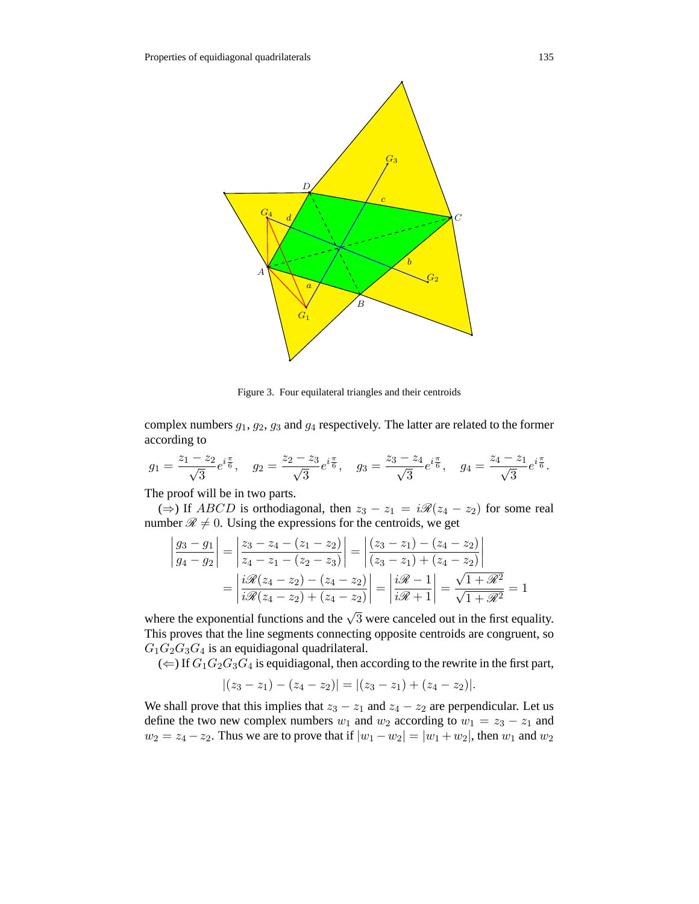Figure 3. Four equilateral triangles and their centroids

complex numbers $g_1$, $g_2$, $g_3$ and $g_4$ respectively. The latter are related to the former according to

$$g_1 = \frac{z_1 - z_2}{\sqrt{3}}e^{i\frac{\pi}{6}}, \quad g_2 = \frac{z_2 - z_3}{\sqrt{3}}e^{i\frac{\pi}{6}}, \quad g_3 = \frac{z_3 - z_4}{\sqrt{3}}e^{i\frac{\pi}{6}}, \quad g_4 = \frac{z_4 - z_1}{\sqrt{3}}e^{i\frac{\pi}{6}}.$$

The proof will be in two parts.

($\Rightarrow$) If $ABCD$ is orthodiagonal, then $z_3 - z_1 = i\mathscr{R}(z_4 - z_2)$ for some real number $\mathscr{R} \neq 0$. Using the expressions for the centroids, we get

$$\begin{aligned}
\left|\frac{g_3 - g_1}{g_4 - g_2}\right| &= \left|\frac{z_3 - z_4 - (z_1 - z_2)}{z_4 - z_1 - (z_2 - z_3)}\right| = \left|\frac{(z_3 - z_1) - (z_4 - z_2)}{(z_3 - z_1) + (z_4 - z_2)}\right| \\
&= \left|\frac{i\mathscr{R}(z_4 - z_2) - (z_4 - z_2)}{i\mathscr{R}(z_4 - z_2) + (z_4 - z_2)}\right| = \left|\frac{i\mathscr{R} - 1}{i\mathscr{R} + 1}\right| = \frac{\sqrt{1 + \mathscr{R}^2}}{\sqrt{1 + \mathscr{R}^2}} = 1
\end{aligned}$$

where the exponential functions and the $\sqrt{3}$ were canceled out in the first equality. This proves that the line segments connecting opposite centroids are congruent, so $G_1G_2G_3G_4$ is an equidiagonal quadrilateral.

($\Leftarrow$) If $G_1G_2G_3G_4$ is equidiagonal, then according to the rewrite in the first part,

$$|(z_3 - z_1) - (z_4 - z_2)| = |(z_3 - z_1) + (z_4 - z_2)|.$$

We shall prove that this implies that $z_3 - z_1$ and $z_4 - z_2$ are perpendicular. Let us define the two new complex numbers $w_1$ and $w_2$ according to $w_1 = z_3 - z_1$ and $w_2 = z_4 - z_2$. Thus we are to prove that if $|w_1 - w_2| = |w_1 + w_2|$, then $w_1$ and $w_2$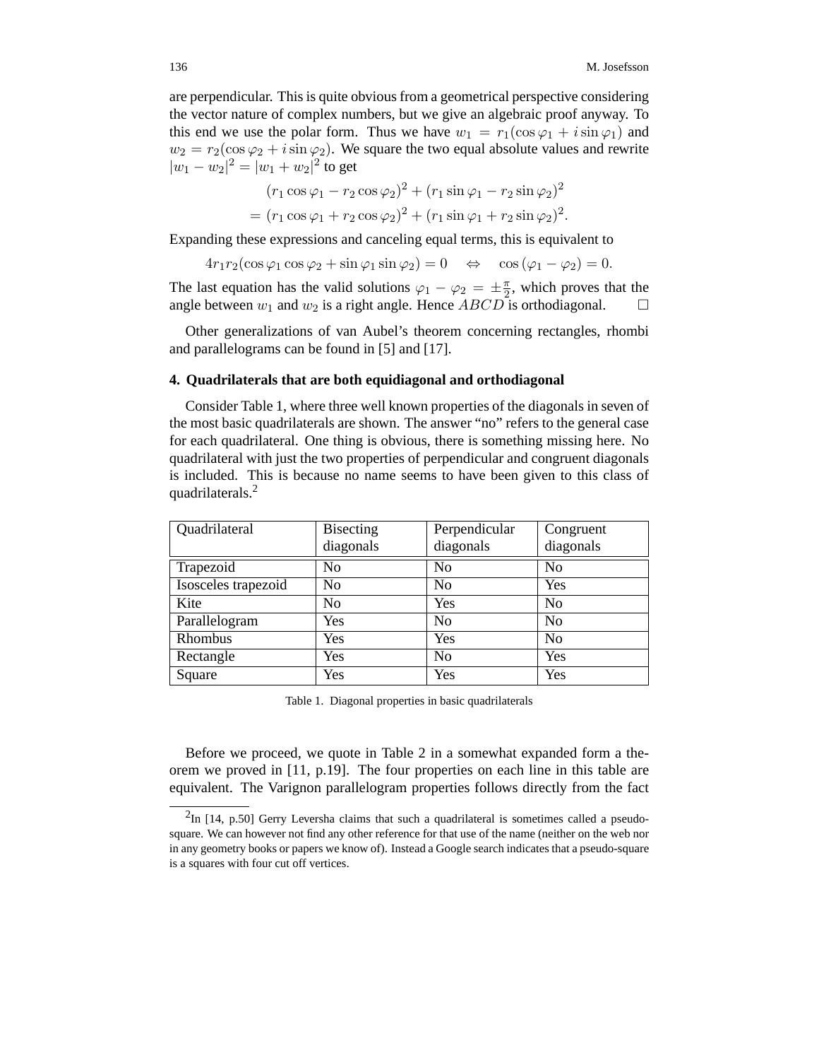are perpendicular. This is quite obvious from a geometrical perspective considering the vector nature of complex numbers, but we give an algebraic proof anyway. To this end we use the polar form. Thus we have $w_1 = r_1(\cos\varphi_1 + i\sin\varphi_1)$ and $w_2 = r_2(\cos\varphi_2 + i\sin\varphi_2)$. We square the two equal absolute values and rewrite $|w_1 - w_2|^2 = |w_1 + w_2|^2$ to get

$$
\begin{aligned}
&(r_1\cos\varphi_1 - r_2\cos\varphi_2)^2 + (r_1\sin\varphi_1 - r_2\sin\varphi_2)^2 \\
&= (r_1\cos\varphi_1 + r_2\cos\varphi_2)^2 + (r_1\sin\varphi_1 + r_2\sin\varphi_2)^2.
\end{aligned}
$$

Expanding these expressions and canceling equal terms, this is equivalent to

$$
4r_1r_2(\cos\varphi_1\cos\varphi_2 + \sin\varphi_1\sin\varphi_2) = 0 \quad \Leftrightarrow \quad \cos(\varphi_1 - \varphi_2) = 0.
$$

The last equation has the valid solutions $\varphi_1 - \varphi_2 = \pm\frac{\pi}{2}$, which proves that the angle between $w_1$ and $w_2$ is a right angle. Hence $ABCD$ is orthodiagonal. □

Other generalizations of van Aubel's theorem concerning rectangles, rhombi and parallelograms can be found in [5] and [17].

## 4. Quadrilaterals that are both equidiagonal and orthodiagonal

Consider Table 1, where three well known properties of the diagonals in seven of the most basic quadrilaterals are shown. The answer "no" refers to the general case for each quadrilateral. One thing is obvious, there is something missing here. No quadrilateral with just the two properties of perpendicular and congruent diagonals is included. This is because no name seems to have been given to this class of quadrilaterals.[2]

| Quadrilateral | Bisecting diagonals | Perpendicular diagonals | Congruent diagonals |
|---|---|---|---|
| Trapezoid | No | No | No |
| Isosceles trapezoid | No | No | Yes |
| Kite | No | Yes | No |
| Parallelogram | Yes | No | No |
| Rhombus | Yes | Yes | No |
| Rectangle | Yes | No | Yes |
| Square | Yes | Yes | Yes |

Table 1. Diagonal properties in basic quadrilaterals

Before we proceed, we quote in Table 2 in a somewhat expanded form a theorem we proved in [11, p.19]. The four properties on each line in this table are equivalent. The Varignon parallelogram properties follows directly from the fact

[2] In [14, p.50] Gerry Leversha claims that such a quadrilateral is sometimes called a pseudo-square. We can however not find any other reference for that use of the name (neither on the web nor in any geometry books or papers we know of). Instead a Google search indicates that a pseudo-square is a squares with four cut off vertices.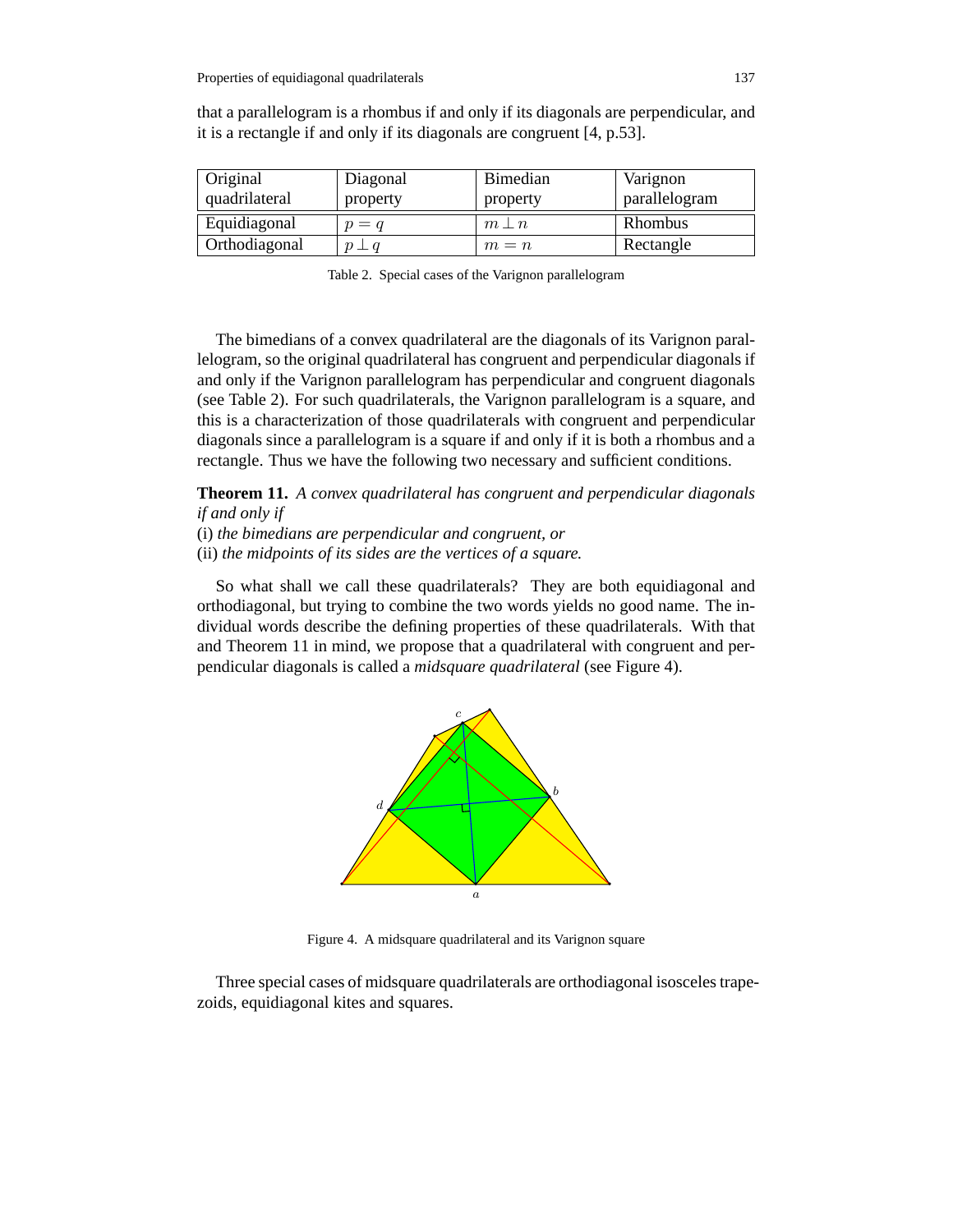that a parallelogram is a rhombus if and only if its diagonals are perpendicular, and it is a rectangle if and only if its diagonals are congruent [4, p.53].

| Original quadrilateral | Diagonal property | Bimedian property | Varignon parallelogram |
|---|---|---|---|
| Equidiagonal | $p = q$ | $m \perp n$ | Rhombus |
| Orthodiagonal | $p \perp q$ | $m = n$ | Rectangle |

Table 2. Special cases of the Varignon parallelogram

The bimedians of a convex quadrilateral are the diagonals of its Varignon parallelogram, so the original quadrilateral has congruent and perpendicular diagonals if and only if the Varignon parallelogram has perpendicular and congruent diagonals (see Table 2). For such quadrilaterals, the Varignon parallelogram is a square, and this is a characterization of those quadrilaterals with congruent and perpendicular diagonals since a parallelogram is a square if and only if it is both a rhombus and a rectangle. Thus we have the following two necessary and sufficient conditions.

**Theorem 11.** *A convex quadrilateral has congruent and perpendicular diagonals if and only if*
(i) *the bimedians are perpendicular and congruent, or*
(ii) *the midpoints of its sides are the vertices of a square.*

So what shall we call these quadrilaterals? They are both equidiagonal and orthodiagonal, but trying to combine the two words yields no good name. The individual words describe the defining properties of these quadrilaterals. With that and Theorem 11 in mind, we propose that a quadrilateral with congruent and perpendicular diagonals is called a *midsquare quadrilateral* (see Figure 4).

Figure 4. A midsquare quadrilateral and its Varignon square

Three special cases of midsquare quadrilaterals are orthodiagonal isosceles trapezoids, equidiagonal kites and squares.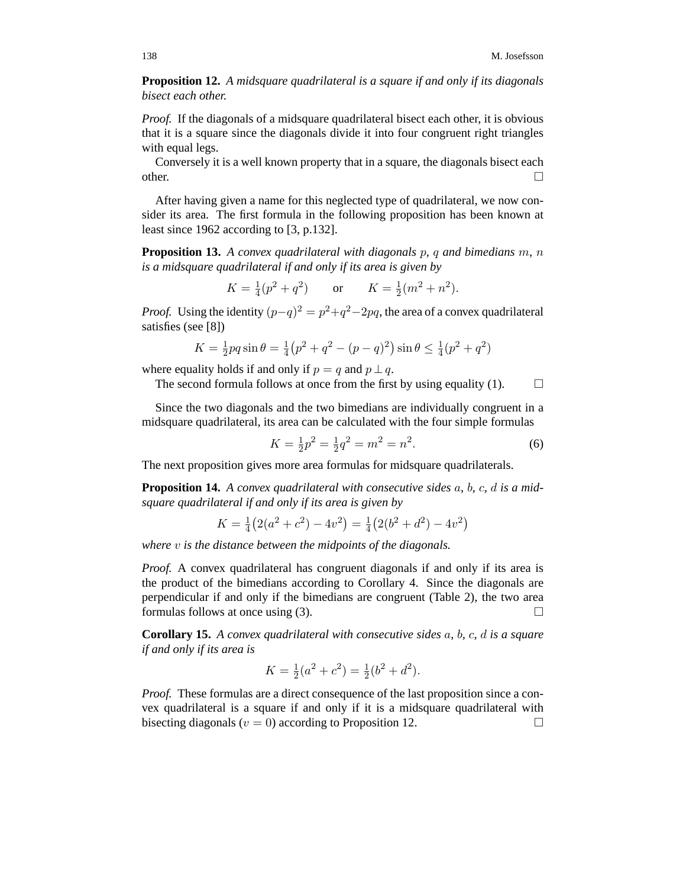**Proposition 12.** *A midsquare quadrilateral is a square if and only if its diagonals bisect each other.*

*Proof.* If the diagonals of a midsquare quadrilateral bisect each other, it is obvious that it is a square since the diagonals divide it into four congruent right triangles with equal legs.

Conversely it is a well known property that in a square, the diagonals bisect each other. □

After having given a name for this neglected type of quadrilateral, we now consider its area. The first formula in the following proposition has been known at least since 1962 according to [3, p.132].

**Proposition 13.** *A convex quadrilateral with diagonals $p$, $q$ and bimedians $m$, $n$ is a midsquare quadrilateral if and only if its area is given by*

$$K = \tfrac{1}{4}(p^2 + q^2) \qquad \text{or} \qquad K = \tfrac{1}{2}(m^2 + n^2).$$

*Proof.* Using the identity $(p-q)^2 = p^2+q^2-2pq$, the area of a convex quadrilateral satisfies (see [8])

$$K = \tfrac{1}{2}pq \sin\theta = \tfrac{1}{4}\big(p^2 + q^2 - (p-q)^2\big)\sin\theta \le \tfrac{1}{4}(p^2 + q^2)$$

where equality holds if and only if $p = q$ and $p \perp q$.

The second formula follows at once from the first by using equality (1). □

Since the two diagonals and the two bimedians are individually congruent in a midsquare quadrilateral, its area can be calculated with the four simple formulas

$$K = \tfrac{1}{2}p^2 = \tfrac{1}{2}q^2 = m^2 = n^2. \tag{6}$$

The next proposition gives more area formulas for midsquare quadrilaterals.

**Proposition 14.** *A convex quadrilateral with consecutive sides $a$, $b$, $c$, $d$ is a midsquare quadrilateral if and only if its area is given by*

$$K = \tfrac{1}{4}\big(2(a^2 + c^2) - 4v^2\big) = \tfrac{1}{4}\big(2(b^2 + d^2) - 4v^2\big)$$

*where $v$ is the distance between the midpoints of the diagonals.*

*Proof.* A convex quadrilateral has congruent diagonals if and only if its area is the product of the bimedians according to Corollary 4. Since the diagonals are perpendicular if and only if the bimedians are congruent (Table 2), the two area formulas follows at once using (3). □

**Corollary 15.** *A convex quadrilateral with consecutive sides $a$, $b$, $c$, $d$ is a square if and only if its area is*

$$K = \tfrac{1}{2}(a^2 + c^2) = \tfrac{1}{2}(b^2 + d^2).$$

*Proof.* These formulas are a direct consequence of the last proposition since a convex quadrilateral is a square if and only if it is a midsquare quadrilateral with bisecting diagonals ($v = 0$) according to Proposition 12. □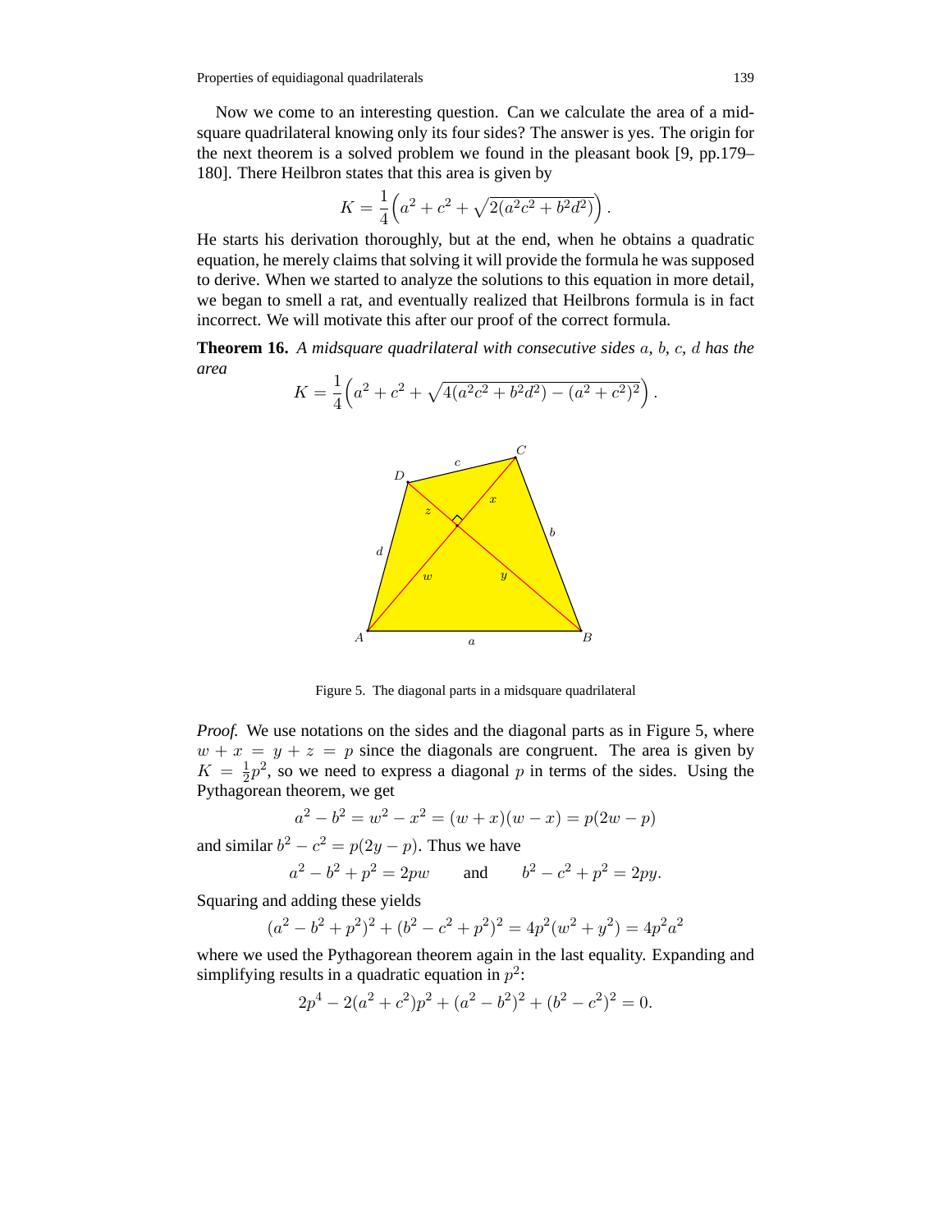Now we come to an interesting question. Can we calculate the area of a midsquare quadrilateral knowing only its four sides? The answer is yes. The origin for the next theorem is a solved problem we found in the pleasant book [9, pp.179–180]. There Heilbron states that this area is given by

$$K = \frac{1}{4}\Big(a^2 + c^2 + \sqrt{2(a^2c^2 + b^2d^2)}\Big).$$

He starts his derivation thoroughly, but at the end, when he obtains a quadratic equation, he merely claims that solving it will provide the formula he was supposed to derive. When we started to analyze the solutions to this equation in more detail, we began to smell a rat, and eventually realized that Heilbrons formula is in fact incorrect. We will motivate this after our proof of the correct formula.

**Theorem 16.** *A midsquare quadrilateral with consecutive sides $a$, $b$, $c$, $d$ has the area*

$$K = \frac{1}{4}\Big(a^2 + c^2 + \sqrt{4(a^2c^2 + b^2d^2) - (a^2 + c^2)^2}\Big).$$

Figure 5. The diagonal parts in a midsquare quadrilateral

*Proof.* We use notations on the sides and the diagonal parts as in Figure 5, where $w + x = y + z = p$ since the diagonals are congruent. The area is given by $K = \frac{1}{2}p^2$, so we need to express a diagonal $p$ in terms of the sides. Using the Pythagorean theorem, we get

$$a^2 - b^2 = w^2 - x^2 = (w + x)(w - x) = p(2w - p)$$

and similar $b^2 - c^2 = p(2y - p)$. Thus we have

$$a^2 - b^2 + p^2 = 2pw \qquad \text{and} \qquad b^2 - c^2 + p^2 = 2py.$$

Squaring and adding these yields

$$(a^2 - b^2 + p^2)^2 + (b^2 - c^2 + p^2)^2 = 4p^2(w^2 + y^2) = 4p^2a^2$$

where we used the Pythagorean theorem again in the last equality. Expanding and simplifying results in a quadratic equation in $p^2$:

$$2p^4 - 2(a^2 + c^2)p^2 + (a^2 - b^2)^2 + (b^2 - c^2)^2 = 0.$$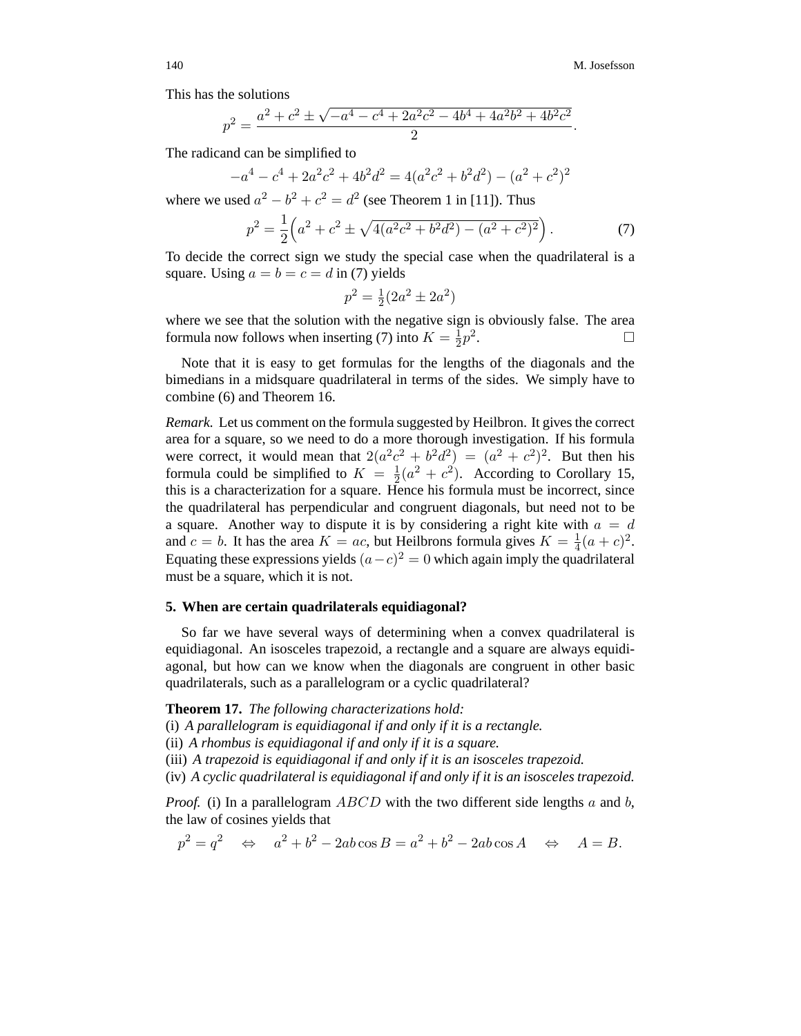This has the solutions

$$p^2 = \frac{a^2 + c^2 \pm \sqrt{-a^4 - c^4 + 2a^2c^2 - 4b^4 + 4a^2b^2 + 4b^2c^2}}{2}.$$

The radicand can be simplified to

$$-a^4 - c^4 + 2a^2c^2 + 4b^2d^2 = 4(a^2c^2 + b^2d^2) - (a^2 + c^2)^2$$

where we used $a^2 - b^2 + c^2 = d^2$ (see Theorem 1 in [11]). Thus

$$p^2 = \frac{1}{2}\Big(a^2 + c^2 \pm \sqrt{4(a^2c^2 + b^2d^2) - (a^2 + c^2)^2}\Big). \tag{7}$$

To decide the correct sign we study the special case when the quadrilateral is a square. Using $a = b = c = d$ in (7) yields

$$p^2 = \tfrac{1}{2}(2a^2 \pm 2a^2)$$

where we see that the solution with the negative sign is obviously false. The area formula now follows when inserting (7) into $K = \frac{1}{2}p^2$. □

Note that it is easy to get formulas for the lengths of the diagonals and the bimedians in a midsquare quadrilateral in terms of the sides. We simply have to combine (6) and Theorem 16.

*Remark.* Let us comment on the formula suggested by Heilbron. It gives the correct area for a square, so we need to do a more thorough investigation. If his formula were correct, it would mean that $2(a^2c^2 + b^2d^2) = (a^2 + c^2)^2$. But then his formula could be simplified to $K = \frac{1}{2}(a^2 + c^2)$. According to Corollary 15, this is a characterization for a square. Hence his formula must be incorrect, since the quadrilateral has perpendicular and congruent diagonals, but need not to be a square. Another way to dispute it is by considering a right kite with $a = d$ and $c = b$. It has the area $K = ac$, but Heilbrons formula gives $K = \frac{1}{4}(a + c)^2$. Equating these expressions yields $(a - c)^2 = 0$ which again imply the quadrilateral must be a square, which it is not.

## 5. When are certain quadrilaterals equidiagonal?

So far we have several ways of determining when a convex quadrilateral is equidiagonal. An isosceles trapezoid, a rectangle and a square are always equidiagonal, but how can we know when the diagonals are congruent in other basic quadrilaterals, such as a parallelogram or a cyclic quadrilateral?

**Theorem 17.** *The following characterizations hold:*
(i) *A parallelogram is equidiagonal if and only if it is a rectangle.*
(ii) *A rhombus is equidiagonal if and only if it is a square.*
(iii) *A trapezoid is equidiagonal if and only if it is an isosceles trapezoid.*
(iv) *A cyclic quadrilateral is equidiagonal if and only if it is an isosceles trapezoid.*

*Proof.* (i) In a parallelogram $ABCD$ with the two different side lengths $a$ and $b$, the law of cosines yields that

$$p^2 = q^2 \quad \Leftrightarrow \quad a^2 + b^2 - 2ab\cos B = a^2 + b^2 - 2ab\cos A \quad \Leftrightarrow \quad A = B.$$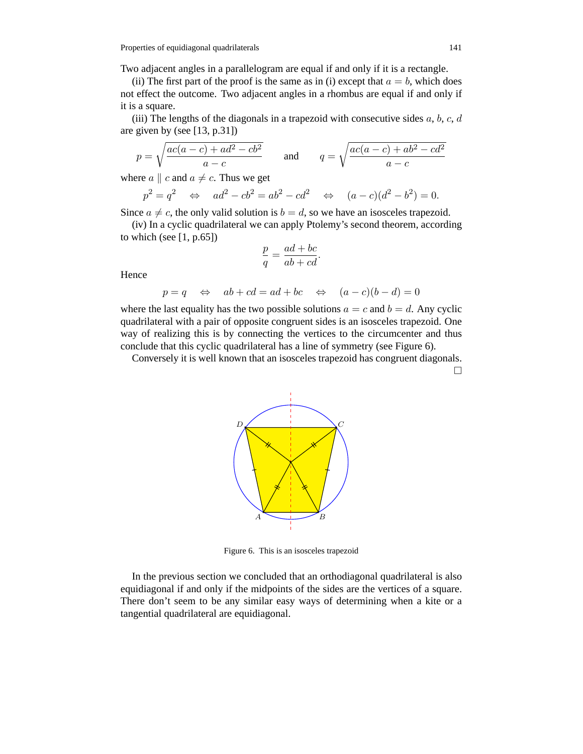Two adjacent angles in a parallelogram are equal if and only if it is a rectangle.

(ii) The first part of the proof is the same as in (i) except that $a = b$, which does not effect the outcome. Two adjacent angles in a rhombus are equal if and only if it is a square.

(iii) The lengths of the diagonals in a trapezoid with consecutive sides $a$, $b$, $c$, $d$ are given by (see [13, p.31])

$$p = \sqrt{\frac{ac(a-c) + ad^2 - cb^2}{a-c}} \qquad \text{and} \qquad q = \sqrt{\frac{ac(a-c) + ab^2 - cd^2}{a-c}}$$

where $a \parallel c$ and $a \neq c$. Thus we get

$$p^2 = q^2 \quad \Leftrightarrow \quad ad^2 - cb^2 = ab^2 - cd^2 \quad \Leftrightarrow \quad (a-c)(d^2 - b^2) = 0.$$

Since $a \neq c$, the only valid solution is $b = d$, so we have an isosceles trapezoid.

(iv) In a cyclic quadrilateral we can apply Ptolemy's second theorem, according to which (see [1, p.65])

$$\frac{p}{q} = \frac{ad + bc}{ab + cd}.$$

Hence

$$p = q \quad \Leftrightarrow \quad ab + cd = ad + bc \quad \Leftrightarrow \quad (a-c)(b-d) = 0$$

where the last equality has the two possible solutions $a = c$ and $b = d$. Any cyclic quadrilateral with a pair of opposite congruent sides is an isosceles trapezoid. One way of realizing this is by connecting the vertices to the circumcenter and thus conclude that this cyclic quadrilateral has a line of symmetry (see Figure 6).

Conversely it is well known that an isosceles trapezoid has congruent diagonals. □

Figure 6. This is an isosceles trapezoid

In the previous section we concluded that an orthodiagonal quadrilateral is also equidiagonal if and only if the midpoints of the sides are the vertices of a square. There don't seem to be any similar easy ways of determining when a kite or a tangential quadrilateral are equidiagonal.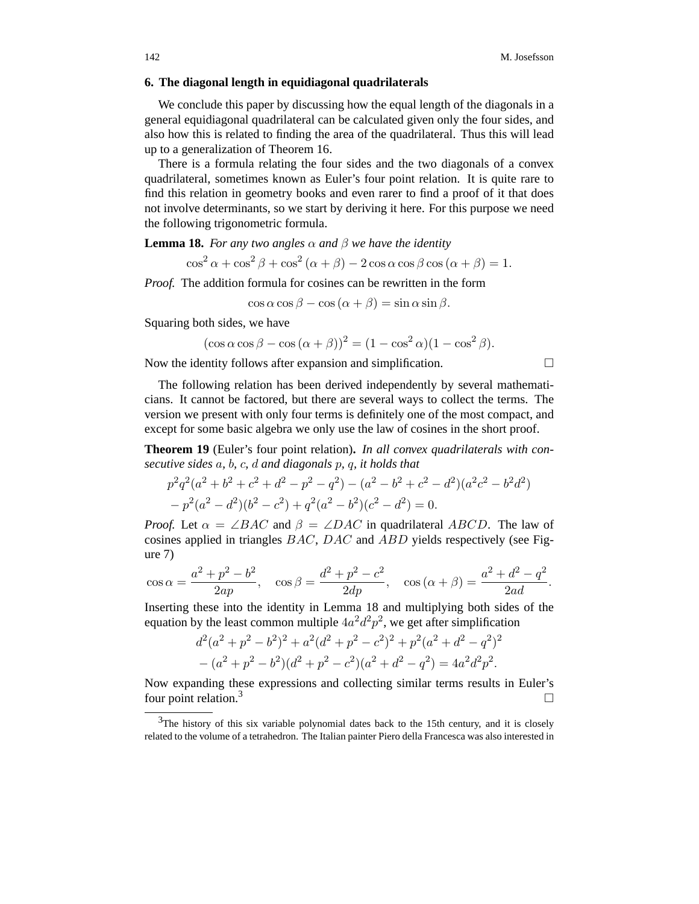## 6. The diagonal length in equidiagonal quadrilaterals

We conclude this paper by discussing how the equal length of the diagonals in a general equidiagonal quadrilateral can be calculated given only the four sides, and also how this is related to finding the area of the quadrilateral. Thus this will lead up to a generalization of Theorem 16.

There is a formula relating the four sides and the two diagonals of a convex quadrilateral, sometimes known as Euler's four point relation. It is quite rare to find this relation in geometry books and even rarer to find a proof of it that does not involve determinants, so we start by deriving it here. For this purpose we need the following trigonometric formula.

**Lemma 18.** *For any two angles $\alpha$ and $\beta$ we have the identity*

$$\cos^2\alpha + \cos^2\beta + \cos^2(\alpha+\beta) - 2\cos\alpha\cos\beta\cos(\alpha+\beta) = 1.$$

*Proof.* The addition formula for cosines can be rewritten in the form

$$\cos\alpha\cos\beta - \cos(\alpha+\beta) = \sin\alpha\sin\beta.$$

Squaring both sides, we have

$$(\cos\alpha\cos\beta - \cos(\alpha+\beta))^2 = (1-\cos^2\alpha)(1-\cos^2\beta).$$

Now the identity follows after expansion and simplification. □

The following relation has been derived independently by several mathematicians. It cannot be factored, but there are several ways to collect the terms. The version we present with only four terms is definitely one of the most compact, and except for some basic algebra we only use the law of cosines in the short proof.

**Theorem 19** (Euler's four point relation)**.** *In all convex quadrilaterals with consecutive sides $a$, $b$, $c$, $d$ and diagonals $p$, $q$, it holds that*

$$p^2q^2(a^2+b^2+c^2+d^2-p^2-q^2) - (a^2-b^2+c^2-d^2)(a^2c^2-b^2d^2)$$
$$- p^2(a^2-d^2)(b^2-c^2) + q^2(a^2-b^2)(c^2-d^2) = 0.$$

*Proof.* Let $\alpha = \angle BAC$ and $\beta = \angle DAC$ in quadrilateral $ABCD$. The law of cosines applied in triangles $BAC$, $DAC$ and $ABD$ yields respectively (see Figure 7)

$$\cos\alpha = \frac{a^2+p^2-b^2}{2ap}, \quad \cos\beta = \frac{d^2+p^2-c^2}{2dp}, \quad \cos(\alpha+\beta) = \frac{a^2+d^2-q^2}{2ad}.$$

Inserting these into the identity in Lemma 18 and multiplying both sides of the equation by the least common multiple $4a^2d^2p^2$, we get after simplification

$$d^2(a^2+p^2-b^2)^2 + a^2(d^2+p^2-c^2)^2 + p^2(a^2+d^2-q^2)^2$$
$$-(a^2+p^2-b^2)(d^2+p^2-c^2)(a^2+d^2-q^2) = 4a^2d^2p^2.$$

Now expanding these expressions and collecting similar terms results in Euler's four point relation.[3] □

[3]The history of this six variable polynomial dates back to the 15th century, and it is closely related to the volume of a tetrahedron. The Italian painter Piero della Francesca was also interested in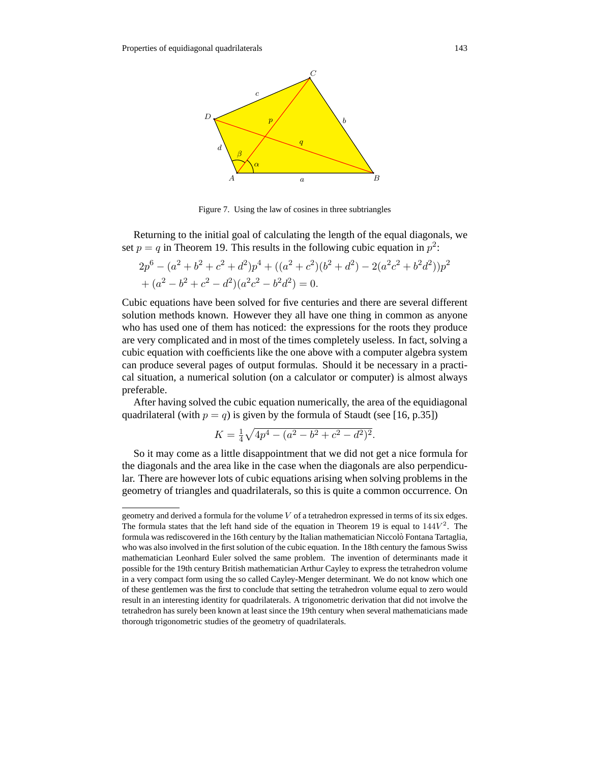Figure 7. Using the law of cosines in three subtriangles

Returning to the initial goal of calculating the length of the equal diagonals, we set $p = q$ in Theorem 19. This results in the following cubic equation in $p^2$:

$$2p^6 - (a^2 + b^2 + c^2 + d^2)p^4 + ((a^2 + c^2)(b^2 + d^2) - 2(a^2c^2 + b^2d^2))p^2$$
$$+ (a^2 - b^2 + c^2 - d^2)(a^2c^2 - b^2d^2) = 0.$$

Cubic equations have been solved for five centuries and there are several different solution methods known. However they all have one thing in common as anyone who has used one of them has noticed: the expressions for the roots they produce are very complicated and in most of the times completely useless. In fact, solving a cubic equation with coefficients like the one above with a computer algebra system can produce several pages of output formulas. Should it be necessary in a practical situation, a numerical solution (on a calculator or computer) is almost always preferable.

After having solved the cubic equation numerically, the area of the equidiagonal quadrilateral (with $p = q$) is given by the formula of Staudt (see [16, p.35])

$$K = \tfrac{1}{4}\sqrt{4p^4 - (a^2 - b^2 + c^2 - d^2)^2}.$$

So it may come as a little disappointment that we did not get a nice formula for the diagonals and the area like in the case when the diagonals are also perpendicular. There are however lots of cubic equations arising when solving problems in the geometry of triangles and quadrilaterals, so this is quite a common occurrence. On

---

geometry and derived a formula for the volume $V$ of a tetrahedron expressed in terms of its six edges. The formula states that the left hand side of the equation in Theorem 19 is equal to $144V^2$. The formula was rediscovered in the 16th century by the Italian mathematician Niccolò Fontana Tartaglia, who was also involved in the first solution of the cubic equation. In the 18th century the famous Swiss mathematician Leonhard Euler solved the same problem. The invention of determinants made it possible for the 19th century British mathematician Arthur Cayley to express the tetrahedron volume in a very compact form using the so called Cayley-Menger determinant. We do not know which one of these gentlemen was the first to conclude that setting the tetrahedron volume equal to zero would result in an interesting identity for quadrilaterals. A trigonometric derivation that did not involve the tetrahedron has surely been known at least since the 19th century when several mathematicians made thorough trigonometric studies of the geometry of quadrilaterals.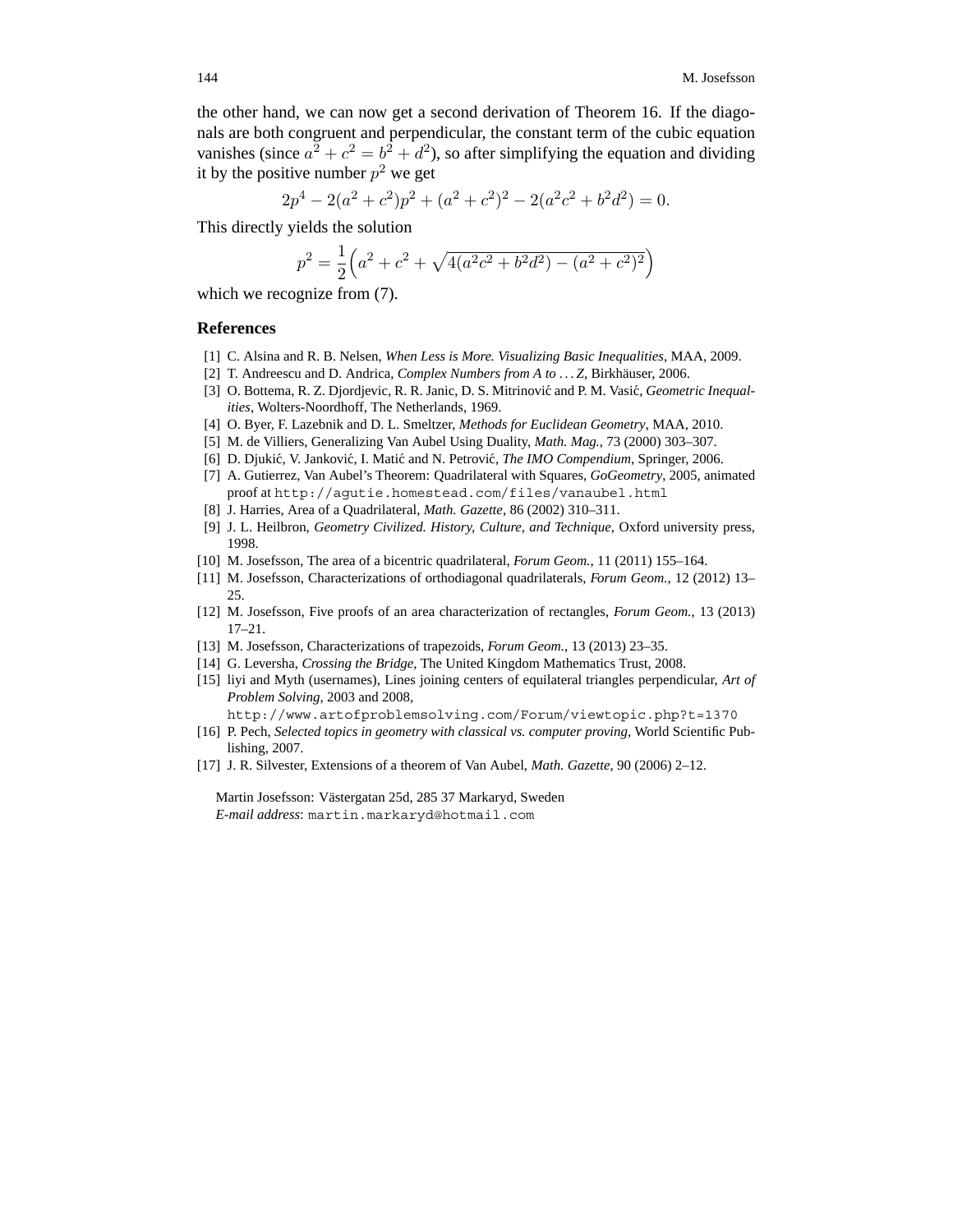the other hand, we can now get a second derivation of Theorem 16. If the diagonals are both congruent and perpendicular, the constant term of the cubic equation vanishes (since $a^2 + c^2 = b^2 + d^2$), so after simplifying the equation and dividing it by the positive number $p^2$ we get

$$2p^4 - 2(a^2 + c^2)p^2 + (a^2 + c^2)^2 - 2(a^2c^2 + b^2d^2) = 0.$$

This directly yields the solution

$$p^2 = \frac{1}{2}\Big(a^2 + c^2 + \sqrt{4(a^2c^2 + b^2d^2) - (a^2 + c^2)^2}\Big)$$

which we recognize from (7).

## References

[1] C. Alsina and R. B. Nelsen, *When Less is More. Visualizing Basic Inequalities*, MAA, 2009.

[2] T. Andreescu and D. Andrica, *Complex Numbers from A to ... Z*, Birkhäuser, 2006.

[3] O. Bottema, R. Z. Djordjevic, R. R. Janic, D. S. Mitrinović and P. M. Vasić, *Geometric Inequalities*, Wolters-Noordhoff, The Netherlands, 1969.

[4] O. Byer, F. Lazebnik and D. L. Smeltzer, *Methods for Euclidean Geometry*, MAA, 2010.

[5] M. de Villiers, Generalizing Van Aubel Using Duality, *Math. Mag.*, 73 (2000) 303–307.

[6] D. Djukić, V. Janković, I. Matić and N. Petrović, *The IMO Compendium*, Springer, 2006.

[7] A. Gutierrez, Van Aubel's Theorem: Quadrilateral with Squares, *GoGeometry*, 2005, animated proof at http://agutie.homestead.com/files/vanaubel.html

[8] J. Harries, Area of a Quadrilateral, *Math. Gazette*, 86 (2002) 310–311.

[9] J. L. Heilbron, *Geometry Civilized. History, Culture, and Technique*, Oxford university press, 1998.

[10] M. Josefsson, The area of a bicentric quadrilateral, *Forum Geom.*, 11 (2011) 155–164.

[11] M. Josefsson, Characterizations of orthodiagonal quadrilaterals, *Forum Geom.*, 12 (2012) 13–25.

[12] M. Josefsson, Five proofs of an area characterization of rectangles, *Forum Geom.*, 13 (2013) 17–21.

[13] M. Josefsson, Characterizations of trapezoids, *Forum Geom.*, 13 (2013) 23–35.

[14] G. Leversha, *Crossing the Bridge*, The United Kingdom Mathematics Trust, 2008.

[15] liyi and Myth (usernames), Lines joining centers of equilateral triangles perpendicular, *Art of Problem Solving*, 2003 and 2008,
http://www.artofproblemsolving.com/Forum/viewtopic.php?t=1370

[16] P. Pech, *Selected topics in geometry with classical vs. computer proving*, World Scientific Publishing, 2007.

[17] J. R. Silvester, Extensions of a theorem of Van Aubel, *Math. Gazette*, 90 (2006) 2–12.

Martin Josefsson: Västergatan 25d, 285 37 Markaryd, Sweden
*E-mail address*: martin.markaryd@hotmail.com